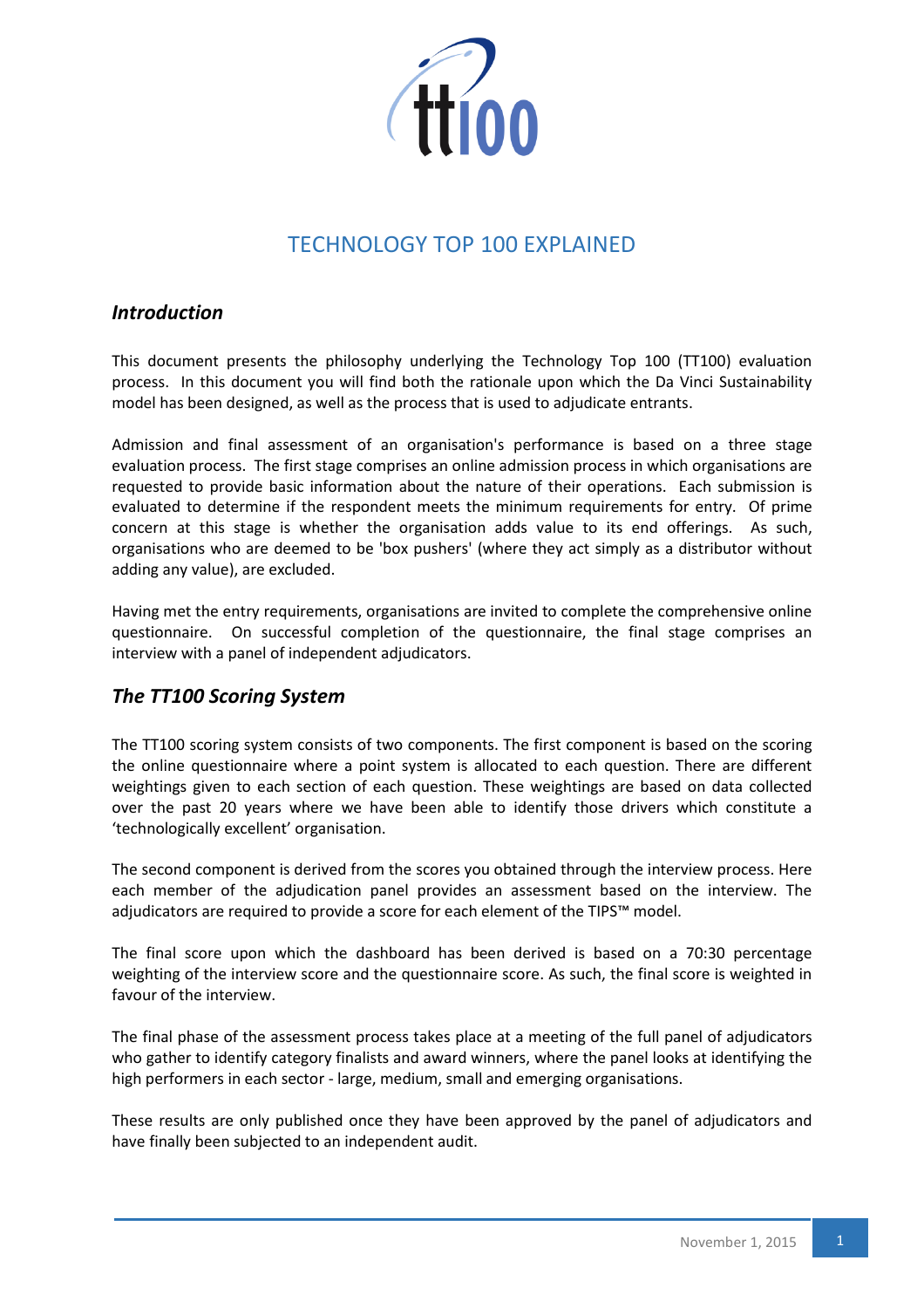# TECHNOLOGY TOP 100 EXPLAINED

## *Introduction*

This document presents the philosophy underlying the Technology Top 100 (TT100) evaluation process. In this document you will find both the rationale upon which the Da Vinci Sustainability model has been designed, as well as the process that is used to adjudicate entrants.

Admission and final assessment of an organisation's performance is based on a three stage evaluation process. The first stage comprises an online admission process in which organisations are requested to provide basic information about the nature of their operations. Each submission is evaluated to determine if the respondent meets the minimum requirements for entry. Of prime concern at this stage is whether the organisation adds value to its end offerings. As such, organisations who are deemed to be 'box pushers' (where they act simply as a distributor without adding any value), are excluded.

Having met the entry requirements, organisations are invited to complete the comprehensive online questionnaire. On successful completion of the questionnaire, the final stage comprises an interview with a panel of independent adjudicators.

## *The TT100 Scoring System*

The TT100 scoring system consists of two components. The first component is based on the scoring the online questionnaire where a point system is allocated to each question. There are different weightings given to each section of each question. These weightings are based on data collected over the past 20 years where we have been able to identify those drivers which constitute a 'technologically excellent' organisation.

The second component is derived from the scores you obtained through the interview process. Here each member of the adjudication panel provides an assessment based on the interview. The adjudicators are required to provide a score for each element of the TIPS™ model.

The final score upon which the dashboard has been derived is based on a 70:30 percentage weighting of the interview score and the questionnaire score. As such, the final score is weighted in favour of the interview.

The final phase of the assessment process takes place at a meeting of the full panel of adjudicators who gather to identify category finalists and award winners, where the panel looks at identifying the high performers in each sector - large, medium, small and emerging organisations.

These results are only published once they have been approved by the panel of adjudicators and have finally been subjected to an independent audit.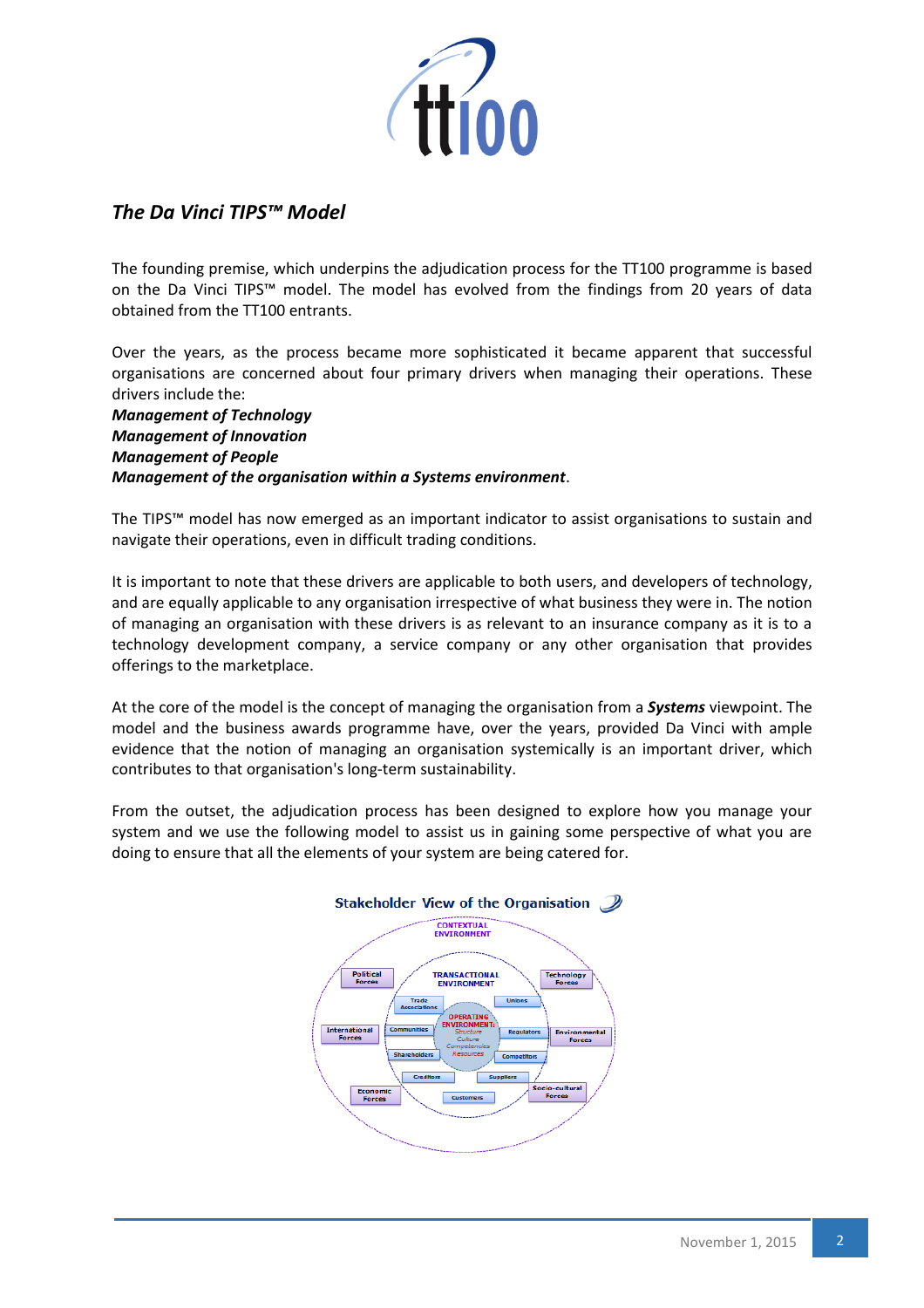## *The Da Vinci TIPS™ Model*

The founding premise, which underpins the adjudication process for the TT100 programme is based on the Da Vinci TIPS™ model. The model has evolved from the findings from 20 years of data obtained from the TT100 entrants.

Over the years, as the process became more sophisticated it became apparent that successful organisations are concerned about four primary drivers when managing their operations. These drivers include the:
***Management of Technology***
***Management of Innovation***
***Management of People***
***Management of the organisation within a Systems environment***.

The TIPS™ model has now emerged as an important indicator to assist organisations to sustain and navigate their operations, even in difficult trading conditions.

It is important to note that these drivers are applicable to both users, and developers of technology, and are equally applicable to any organisation irrespective of what business they were in. The notion of managing an organisation with these drivers is as relevant to an insurance company as it is to a technology development company, a service company or any other organisation that provides offerings to the marketplace.

At the core of the model is the concept of managing the organisation from a ***Systems*** viewpoint. The model and the business awards programme have, over the years, provided Da Vinci with ample evidence that the notion of managing an organisation systemically is an important driver, which contributes to that organisation's long-term sustainability.

From the outset, the adjudication process has been designed to explore how you manage your system and we use the following model to assist us in gaining some perspective of what you are doing to ensure that all the elements of your system are being catered for.

Stakeholder View of the Organisation

CONTEXTUAL ENVIRONMENT

TRANSACTIONAL ENVIRONMENT

OPERATING ENVIRONMENT: Structure, Culture, Competencies, Resources

Political Forces, Technology Forces, International Forces, Environmental Forces, Economic Forces, Socio-cultural Forces

Trade Associations, Unions, Communities, Regulators, Shareholders, Competitors, Creditors, Suppliers, Customers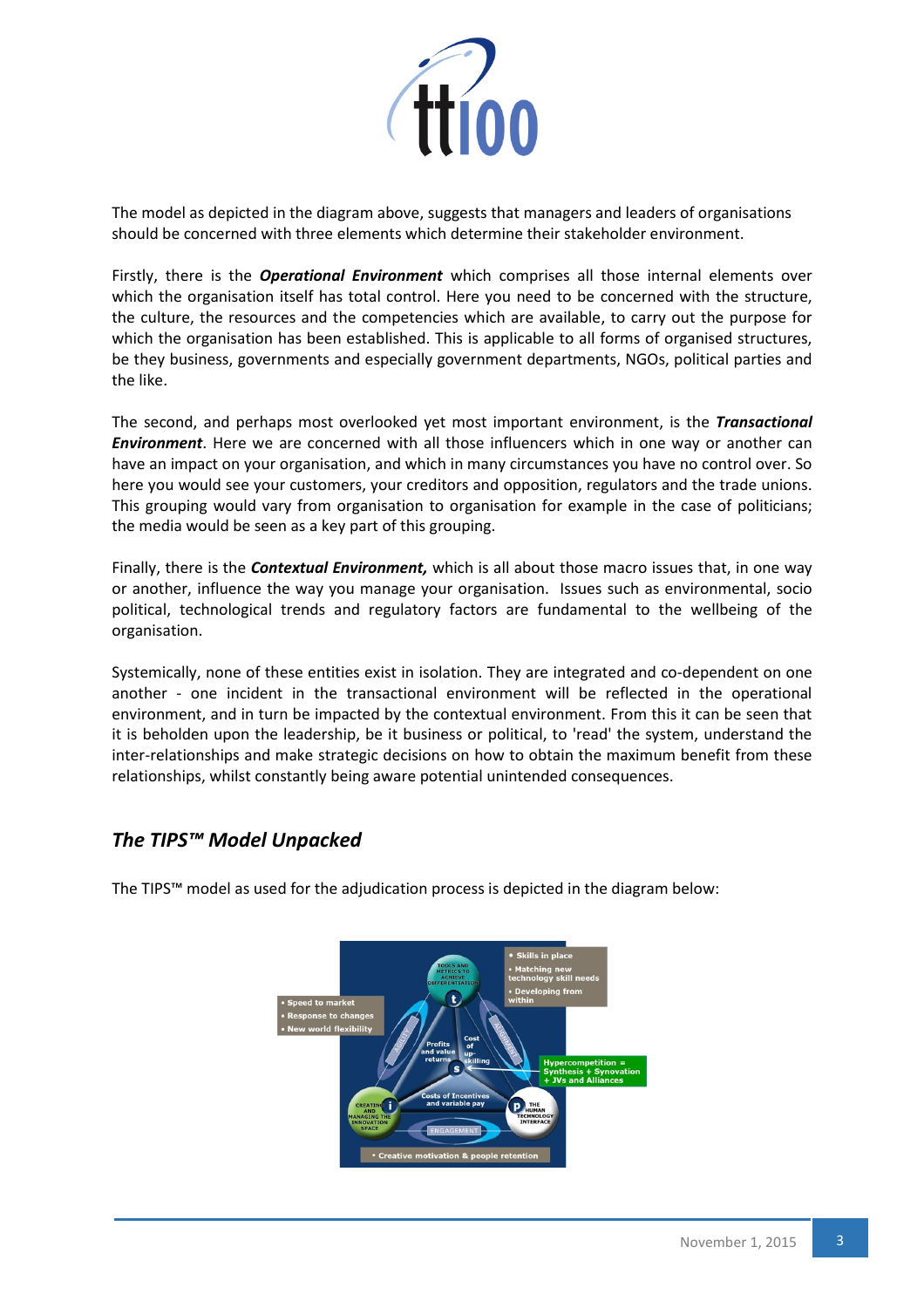The model as depicted in the diagram above, suggests that managers and leaders of organisations should be concerned with three elements which determine their stakeholder environment.

Firstly, there is the ***Operational Environment*** which comprises all those internal elements over which the organisation itself has total control. Here you need to be concerned with the structure, the culture, the resources and the competencies which are available, to carry out the purpose for which the organisation has been established. This is applicable to all forms of organised structures, be they business, governments and especially government departments, NGOs, political parties and the like.

The second, and perhaps most overlooked yet most important environment, is the ***Transactional Environment***. Here we are concerned with all those influencers which in one way or another can have an impact on your organisation, and which in many circumstances you have no control over. So here you would see your customers, your creditors and opposition, regulators and the trade unions. This grouping would vary from organisation to organisation for example in the case of politicians; the media would be seen as a key part of this grouping.

Finally, there is the ***Contextual Environment,*** which is all about those macro issues that, in one way or another, influence the way you manage your organisation. Issues such as environmental, socio political, technological trends and regulatory factors are fundamental to the wellbeing of the organisation.

Systemically, none of these entities exist in isolation. They are integrated and co-dependent on one another - one incident in the transactional environment will be reflected in the operational environment, and in turn be impacted by the contextual environment. From this it can be seen that it is beholden upon the leadership, be it business or political, to 'read' the system, understand the inter-relationships and make strategic decisions on how to obtain the maximum benefit from these relationships, whilst constantly being aware potential unintended consequences.

## *The TIPS™ Model Unpacked*

The TIPS™ model as used for the adjudication process is depicted in the diagram below: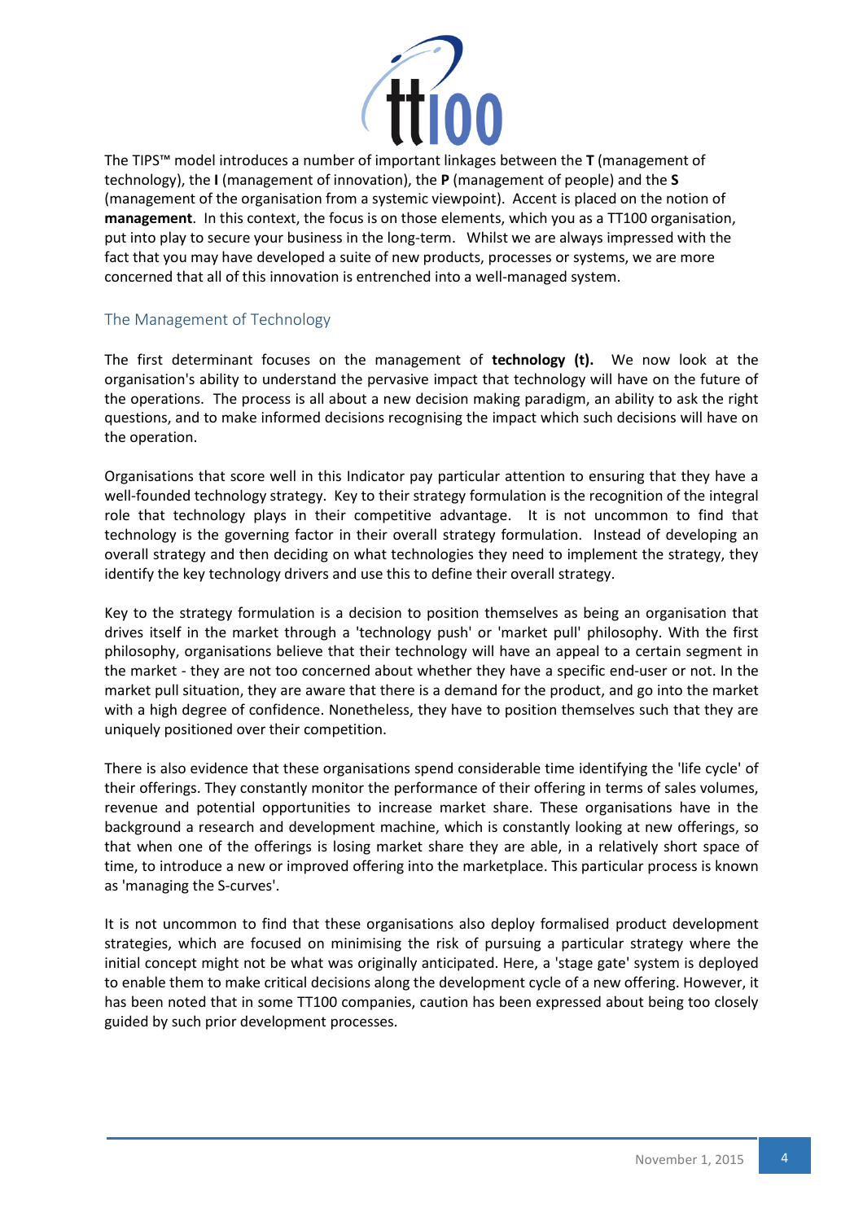The TIPS™ model introduces a number of important linkages between the **T** (management of technology), the **I** (management of innovation), the **P** (management of people) and the **S** (management of the organisation from a systemic viewpoint). Accent is placed on the notion of **management**. In this context, the focus is on those elements, which you as a TT100 organisation, put into play to secure your business in the long-term. Whilst we are always impressed with the fact that you may have developed a suite of new products, processes or systems, we are more concerned that all of this innovation is entrenched into a well-managed system.

## The Management of Technology

The first determinant focuses on the management of **technology (t).** We now look at the organisation's ability to understand the pervasive impact that technology will have on the future of the operations. The process is all about a new decision making paradigm, an ability to ask the right questions, and to make informed decisions recognising the impact which such decisions will have on the operation.

Organisations that score well in this Indicator pay particular attention to ensuring that they have a well-founded technology strategy. Key to their strategy formulation is the recognition of the integral role that technology plays in their competitive advantage. It is not uncommon to find that technology is the governing factor in their overall strategy formulation. Instead of developing an overall strategy and then deciding on what technologies they need to implement the strategy, they identify the key technology drivers and use this to define their overall strategy.

Key to the strategy formulation is a decision to position themselves as being an organisation that drives itself in the market through a 'technology push' or 'market pull' philosophy. With the first philosophy, organisations believe that their technology will have an appeal to a certain segment in the market - they are not too concerned about whether they have a specific end-user or not. In the market pull situation, they are aware that there is a demand for the product, and go into the market with a high degree of confidence. Nonetheless, they have to position themselves such that they are uniquely positioned over their competition.

There is also evidence that these organisations spend considerable time identifying the 'life cycle' of their offerings. They constantly monitor the performance of their offering in terms of sales volumes, revenue and potential opportunities to increase market share. These organisations have in the background a research and development machine, which is constantly looking at new offerings, so that when one of the offerings is losing market share they are able, in a relatively short space of time, to introduce a new or improved offering into the marketplace. This particular process is known as 'managing the S-curves'.

It is not uncommon to find that these organisations also deploy formalised product development strategies, which are focused on minimising the risk of pursuing a particular strategy where the initial concept might not be what was originally anticipated. Here, a 'stage gate' system is deployed to enable them to make critical decisions along the development cycle of a new offering. However, it has been noted that in some TT100 companies, caution has been expressed about being too closely guided by such prior development processes.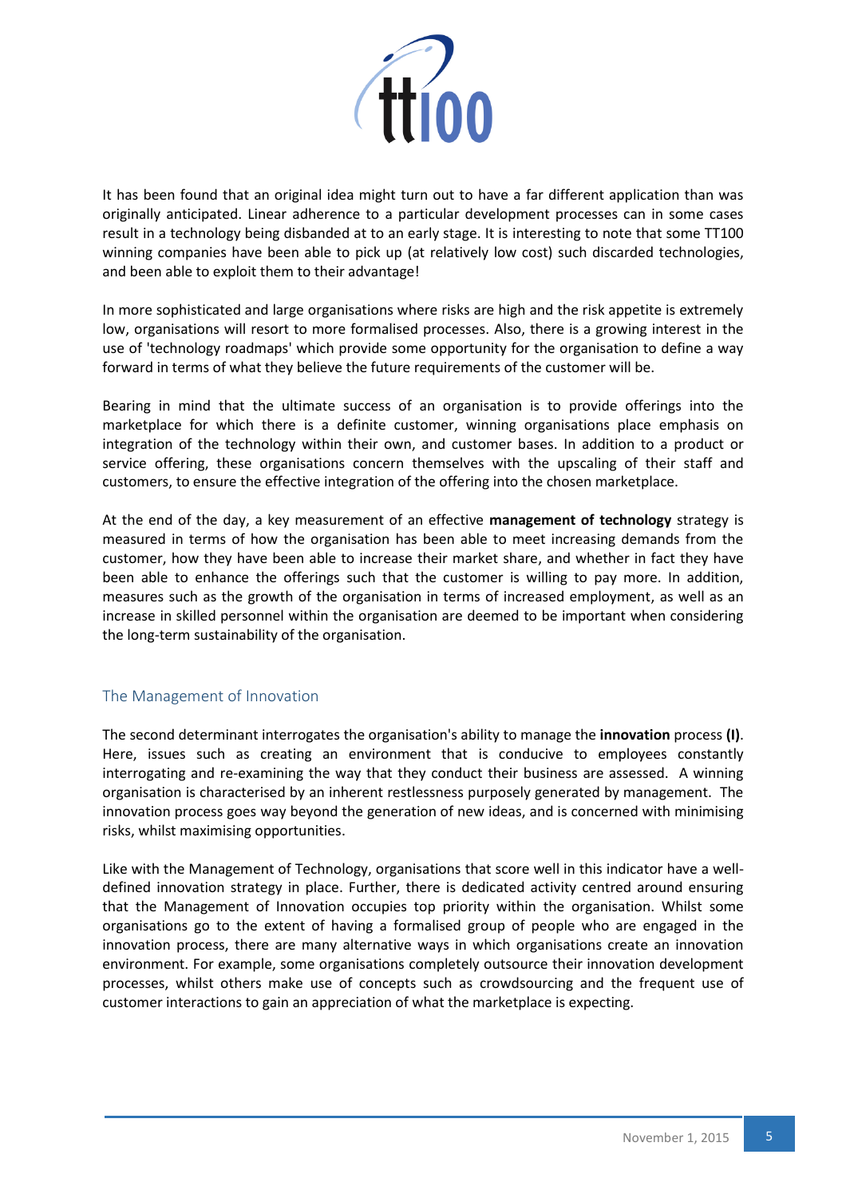It has been found that an original idea might turn out to have a far different application than was originally anticipated. Linear adherence to a particular development processes can in some cases result in a technology being disbanded at to an early stage. It is interesting to note that some TT100 winning companies have been able to pick up (at relatively low cost) such discarded technologies, and been able to exploit them to their advantage!

In more sophisticated and large organisations where risks are high and the risk appetite is extremely low, organisations will resort to more formalised processes. Also, there is a growing interest in the use of 'technology roadmaps' which provide some opportunity for the organisation to define a way forward in terms of what they believe the future requirements of the customer will be.

Bearing in mind that the ultimate success of an organisation is to provide offerings into the marketplace for which there is a definite customer, winning organisations place emphasis on integration of the technology within their own, and customer bases. In addition to a product or service offering, these organisations concern themselves with the upscaling of their staff and customers, to ensure the effective integration of the offering into the chosen marketplace.

At the end of the day, a key measurement of an effective **management of technology** strategy is measured in terms of how the organisation has been able to meet increasing demands from the customer, how they have been able to increase their market share, and whether in fact they have been able to enhance the offerings such that the customer is willing to pay more. In addition, measures such as the growth of the organisation in terms of increased employment, as well as an increase in skilled personnel within the organisation are deemed to be important when considering the long-term sustainability of the organisation.

## The Management of Innovation

The second determinant interrogates the organisation's ability to manage the **innovation** process **(I)**. Here, issues such as creating an environment that is conducive to employees constantly interrogating and re-examining the way that they conduct their business are assessed. A winning organisation is characterised by an inherent restlessness purposely generated by management. The innovation process goes way beyond the generation of new ideas, and is concerned with minimising risks, whilst maximising opportunities.

Like with the Management of Technology, organisations that score well in this indicator have a well-defined innovation strategy in place. Further, there is dedicated activity centred around ensuring that the Management of Innovation occupies top priority within the organisation. Whilst some organisations go to the extent of having a formalised group of people who are engaged in the innovation process, there are many alternative ways in which organisations create an innovation environment. For example, some organisations completely outsource their innovation development processes, whilst others make use of concepts such as crowdsourcing and the frequent use of customer interactions to gain an appreciation of what the marketplace is expecting.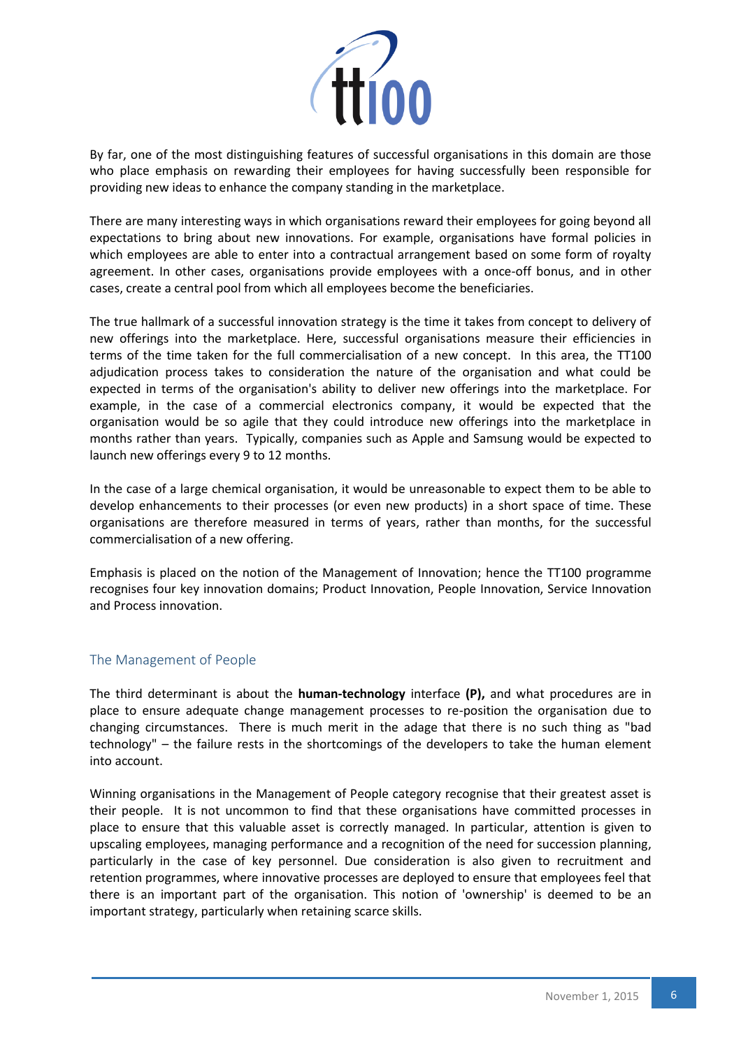By far, one of the most distinguishing features of successful organisations in this domain are those who place emphasis on rewarding their employees for having successfully been responsible for providing new ideas to enhance the company standing in the marketplace.

There are many interesting ways in which organisations reward their employees for going beyond all expectations to bring about new innovations. For example, organisations have formal policies in which employees are able to enter into a contractual arrangement based on some form of royalty agreement. In other cases, organisations provide employees with a once-off bonus, and in other cases, create a central pool from which all employees become the beneficiaries.

The true hallmark of a successful innovation strategy is the time it takes from concept to delivery of new offerings into the marketplace. Here, successful organisations measure their efficiencies in terms of the time taken for the full commercialisation of a new concept. In this area, the TT100 adjudication process takes to consideration the nature of the organisation and what could be expected in terms of the organisation's ability to deliver new offerings into the marketplace. For example, in the case of a commercial electronics company, it would be expected that the organisation would be so agile that they could introduce new offerings into the marketplace in months rather than years. Typically, companies such as Apple and Samsung would be expected to launch new offerings every 9 to 12 months.

In the case of a large chemical organisation, it would be unreasonable to expect them to be able to develop enhancements to their processes (or even new products) in a short space of time. These organisations are therefore measured in terms of years, rather than months, for the successful commercialisation of a new offering.

Emphasis is placed on the notion of the Management of Innovation; hence the TT100 programme recognises four key innovation domains; Product Innovation, People Innovation, Service Innovation and Process innovation.

## The Management of People

The third determinant is about the **human-technology** interface **(P),** and what procedures are in place to ensure adequate change management processes to re-position the organisation due to changing circumstances. There is much merit in the adage that there is no such thing as "bad technology" – the failure rests in the shortcomings of the developers to take the human element into account.

Winning organisations in the Management of People category recognise that their greatest asset is their people. It is not uncommon to find that these organisations have committed processes in place to ensure that this valuable asset is correctly managed. In particular, attention is given to upscaling employees, managing performance and a recognition of the need for succession planning, particularly in the case of key personnel. Due consideration is also given to recruitment and retention programmes, where innovative processes are deployed to ensure that employees feel that there is an important part of the organisation. This notion of 'ownership' is deemed to be an important strategy, particularly when retaining scarce skills.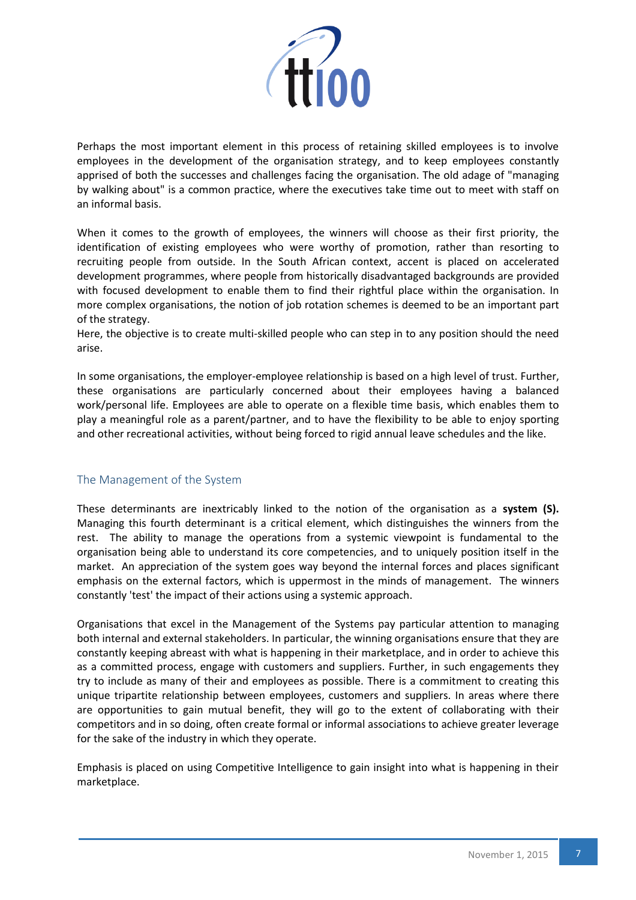Perhaps the most important element in this process of retaining skilled employees is to involve employees in the development of the organisation strategy, and to keep employees constantly apprised of both the successes and challenges facing the organisation. The old adage of "managing by walking about" is a common practice, where the executives take time out to meet with staff on an informal basis.

When it comes to the growth of employees, the winners will choose as their first priority, the identification of existing employees who were worthy of promotion, rather than resorting to recruiting people from outside. In the South African context, accent is placed on accelerated development programmes, where people from historically disadvantaged backgrounds are provided with focused development to enable them to find their rightful place within the organisation. In more complex organisations, the notion of job rotation schemes is deemed to be an important part of the strategy.
Here, the objective is to create multi-skilled people who can step in to any position should the need arise.

In some organisations, the employer-employee relationship is based on a high level of trust. Further, these organisations are particularly concerned about their employees having a balanced work/personal life. Employees are able to operate on a flexible time basis, which enables them to play a meaningful role as a parent/partner, and to have the flexibility to be able to enjoy sporting and other recreational activities, without being forced to rigid annual leave schedules and the like.

## The Management of the System

These determinants are inextricably linked to the notion of the organisation as a **system (S).** Managing this fourth determinant is a critical element, which distinguishes the winners from the rest. The ability to manage the operations from a systemic viewpoint is fundamental to the organisation being able to understand its core competencies, and to uniquely position itself in the market. An appreciation of the system goes way beyond the internal forces and places significant emphasis on the external factors, which is uppermost in the minds of management. The winners constantly 'test' the impact of their actions using a systemic approach.

Organisations that excel in the Management of the Systems pay particular attention to managing both internal and external stakeholders. In particular, the winning organisations ensure that they are constantly keeping abreast with what is happening in their marketplace, and in order to achieve this as a committed process, engage with customers and suppliers. Further, in such engagements they try to include as many of their and employees as possible. There is a commitment to creating this unique tripartite relationship between employees, customers and suppliers. In areas where there are opportunities to gain mutual benefit, they will go to the extent of collaborating with their competitors and in so doing, often create formal or informal associations to achieve greater leverage for the sake of the industry in which they operate.

Emphasis is placed on using Competitive Intelligence to gain insight into what is happening in their marketplace.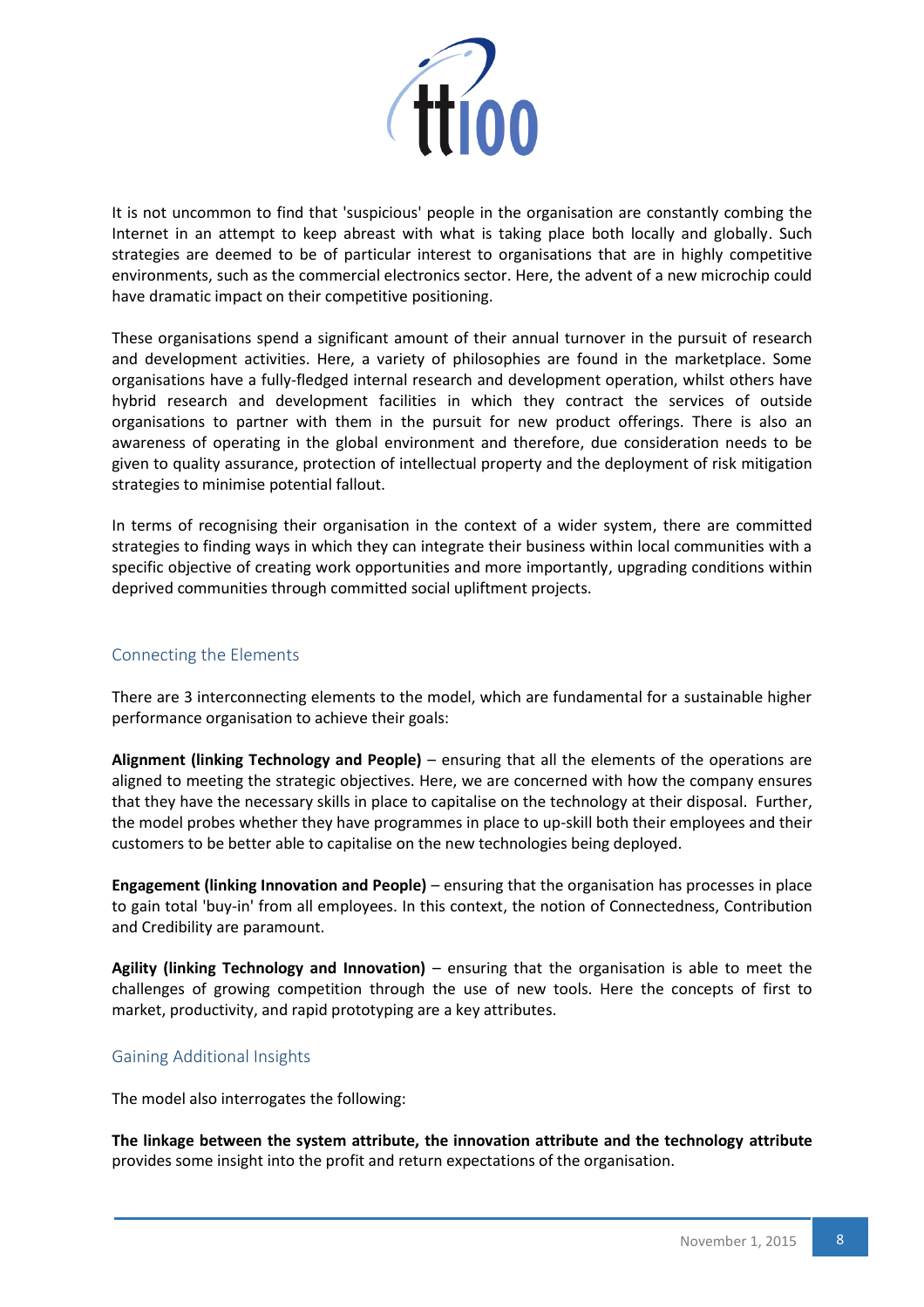It is not uncommon to find that 'suspicious' people in the organisation are constantly combing the Internet in an attempt to keep abreast with what is taking place both locally and globally. Such strategies are deemed to be of particular interest to organisations that are in highly competitive environments, such as the commercial electronics sector. Here, the advent of a new microchip could have dramatic impact on their competitive positioning.

These organisations spend a significant amount of their annual turnover in the pursuit of research and development activities. Here, a variety of philosophies are found in the marketplace. Some organisations have a fully-fledged internal research and development operation, whilst others have hybrid research and development facilities in which they contract the services of outside organisations to partner with them in the pursuit for new product offerings. There is also an awareness of operating in the global environment and therefore, due consideration needs to be given to quality assurance, protection of intellectual property and the deployment of risk mitigation strategies to minimise potential fallout.

In terms of recognising their organisation in the context of a wider system, there are committed strategies to finding ways in which they can integrate their business within local communities with a specific objective of creating work opportunities and more importantly, upgrading conditions within deprived communities through committed social upliftment projects.

## Connecting the Elements

There are 3 interconnecting elements to the model, which are fundamental for a sustainable higher performance organisation to achieve their goals:

**Alignment (linking Technology and People)** – ensuring that all the elements of the operations are aligned to meeting the strategic objectives. Here, we are concerned with how the company ensures that they have the necessary skills in place to capitalise on the technology at their disposal. Further, the model probes whether they have programmes in place to up-skill both their employees and their customers to be better able to capitalise on the new technologies being deployed.

**Engagement (linking Innovation and People)** – ensuring that the organisation has processes in place to gain total 'buy-in' from all employees. In this context, the notion of Connectedness, Contribution and Credibility are paramount.

**Agility (linking Technology and Innovation)** – ensuring that the organisation is able to meet the challenges of growing competition through the use of new tools. Here the concepts of first to market, productivity, and rapid prototyping are a key attributes.

## Gaining Additional Insights

The model also interrogates the following:

**The linkage between the system attribute, the innovation attribute and the technology attribute** provides some insight into the profit and return expectations of the organisation.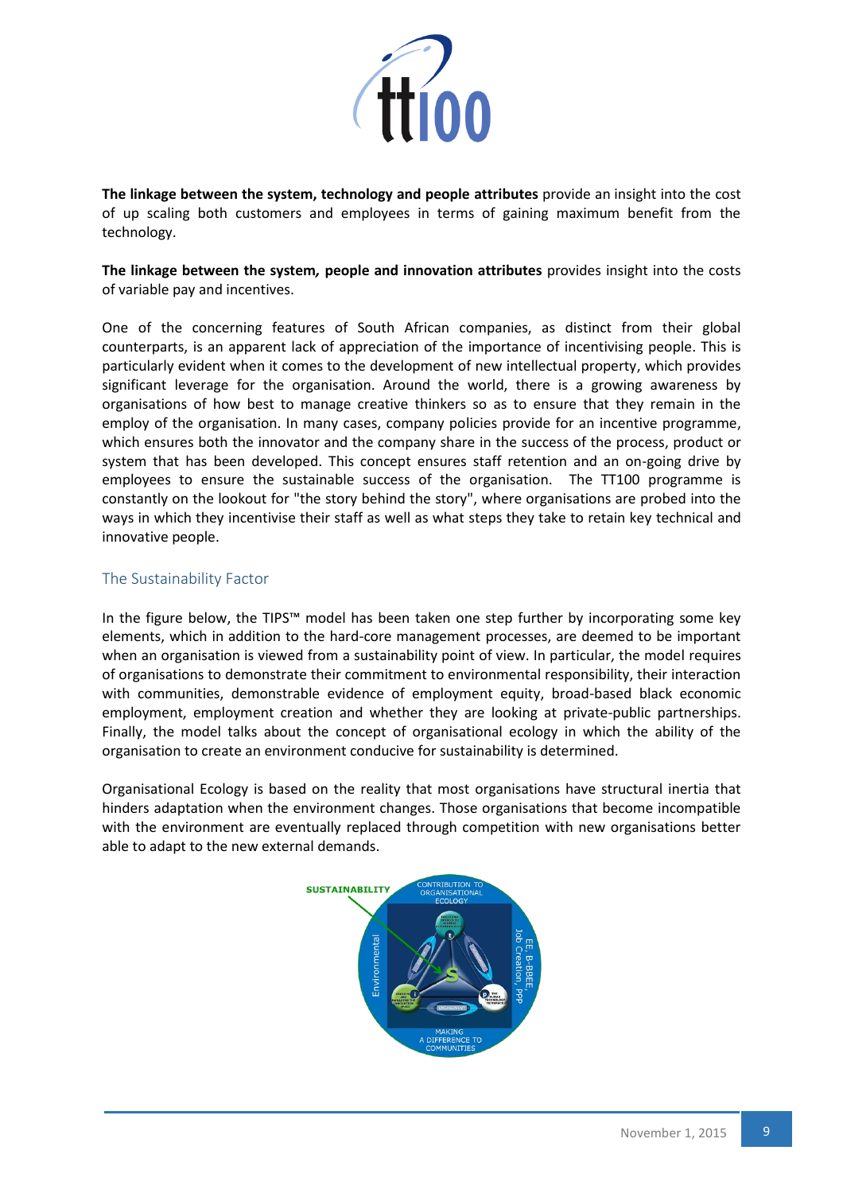**The linkage between the system, technology and people attributes** provide an insight into the cost of up scaling both customers and employees in terms of gaining maximum benefit from the technology.

**The linkage between the system, people and innovation attributes** provides insight into the costs of variable pay and incentives.

One of the concerning features of South African companies, as distinct from their global counterparts, is an apparent lack of appreciation of the importance of incentivising people. This is particularly evident when it comes to the development of new intellectual property, which provides significant leverage for the organisation. Around the world, there is a growing awareness by organisations of how best to manage creative thinkers so as to ensure that they remain in the employ of the organisation. In many cases, company policies provide for an incentive programme, which ensures both the innovator and the company share in the success of the process, product or system that has been developed. This concept ensures staff retention and an on-going drive by employees to ensure the sustainable success of the organisation. The TT100 programme is constantly on the lookout for "the story behind the story", where organisations are probed into the ways in which they incentivise their staff as well as what steps they take to retain key technical and innovative people.

## The Sustainability Factor

In the figure below, the TIPS™ model has been taken one step further by incorporating some key elements, which in addition to the hard-core management processes, are deemed to be important when an organisation is viewed from a sustainability point of view. In particular, the model requires of organisations to demonstrate their commitment to environmental responsibility, their interaction with communities, demonstrable evidence of employment equity, broad-based black economic employment, employment creation and whether they are looking at private-public partnerships. Finally, the model talks about the concept of organisational ecology in which the ability of the organisation to create an environment conducive for sustainability is determined.

Organisational Ecology is based on the reality that most organisations have structural inertia that hinders adaptation when the environment changes. Those organisations that become incompatible with the environment are eventually replaced through competition with new organisations better able to adapt to the new external demands.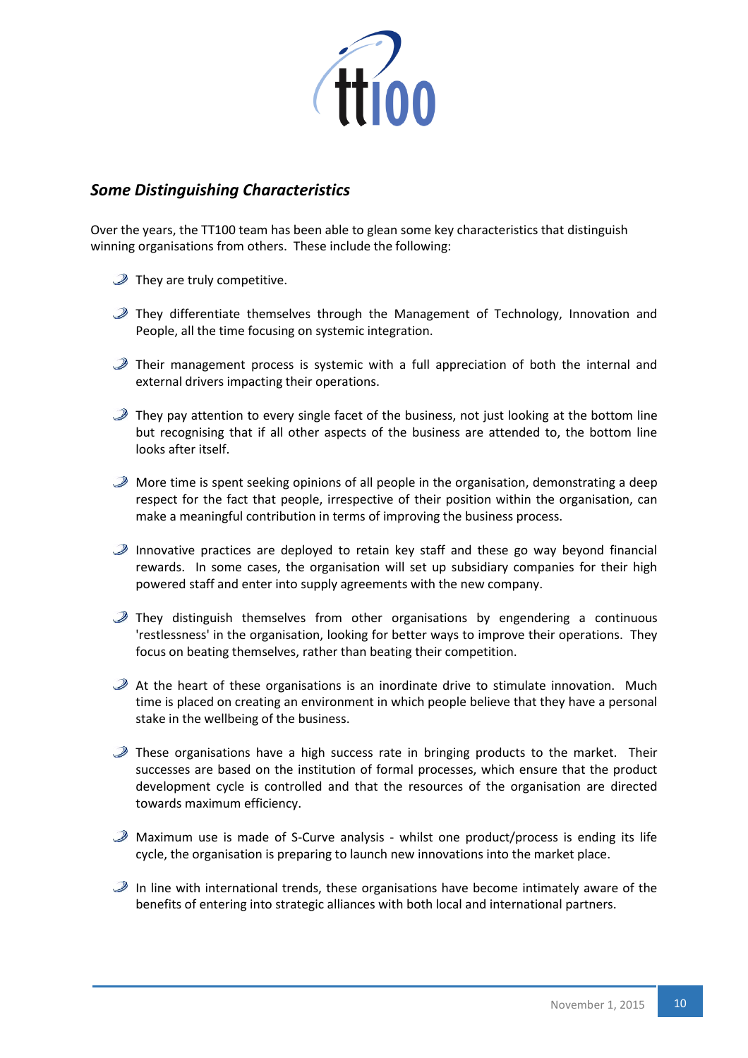## *Some Distinguishing Characteristics*

Over the years, the TT100 team has been able to glean some key characteristics that distinguish winning organisations from others. These include the following:

- They are truly competitive.
- They differentiate themselves through the Management of Technology, Innovation and People, all the time focusing on systemic integration.
- Their management process is systemic with a full appreciation of both the internal and external drivers impacting their operations.
- They pay attention to every single facet of the business, not just looking at the bottom line but recognising that if all other aspects of the business are attended to, the bottom line looks after itself.
- More time is spent seeking opinions of all people in the organisation, demonstrating a deep respect for the fact that people, irrespective of their position within the organisation, can make a meaningful contribution in terms of improving the business process.
- Innovative practices are deployed to retain key staff and these go way beyond financial rewards. In some cases, the organisation will set up subsidiary companies for their high powered staff and enter into supply agreements with the new company.
- They distinguish themselves from other organisations by engendering a continuous 'restlessness' in the organisation, looking for better ways to improve their operations. They focus on beating themselves, rather than beating their competition.
- At the heart of these organisations is an inordinate drive to stimulate innovation. Much time is placed on creating an environment in which people believe that they have a personal stake in the wellbeing of the business.
- These organisations have a high success rate in bringing products to the market. Their successes are based on the institution of formal processes, which ensure that the product development cycle is controlled and that the resources of the organisation are directed towards maximum efficiency.
- Maximum use is made of S-Curve analysis - whilst one product/process is ending its life cycle, the organisation is preparing to launch new innovations into the market place.
- In line with international trends, these organisations have become intimately aware of the benefits of entering into strategic alliances with both local and international partners.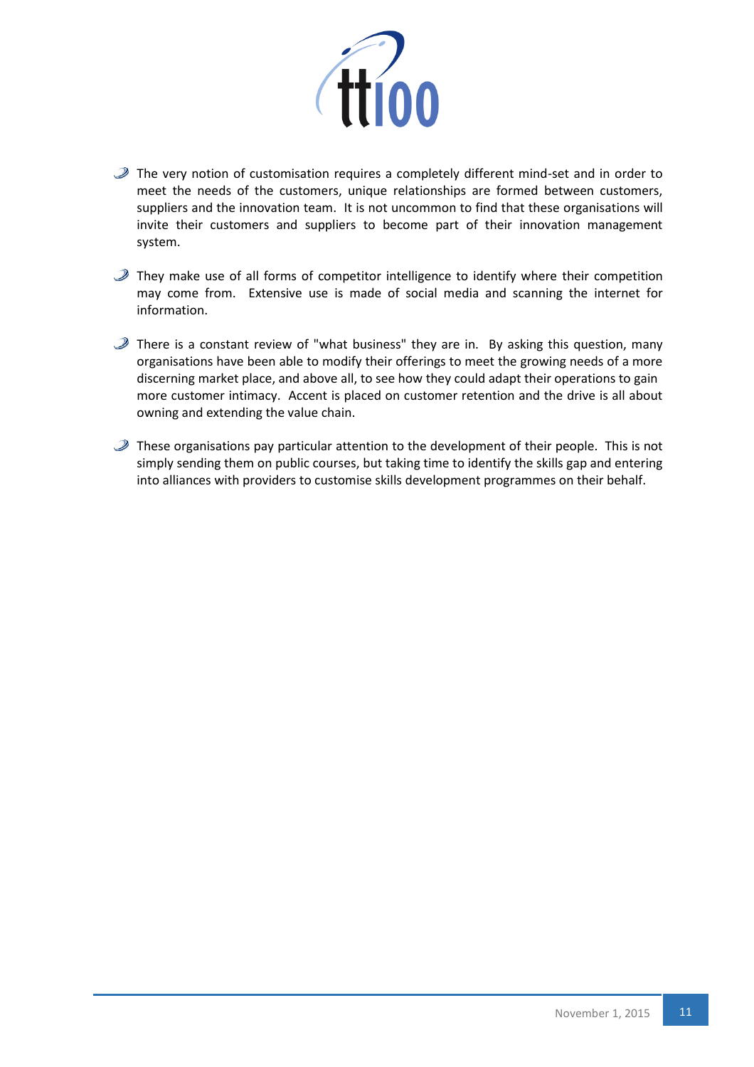- The very notion of customisation requires a completely different mind-set and in order to meet the needs of the customers, unique relationships are formed between customers, suppliers and the innovation team. It is not uncommon to find that these organisations will invite their customers and suppliers to become part of their innovation management system.

- They make use of all forms of competitor intelligence to identify where their competition may come from. Extensive use is made of social media and scanning the internet for information.

- There is a constant review of "what business" they are in. By asking this question, many organisations have been able to modify their offerings to meet the growing needs of a more discerning market place, and above all, to see how they could adapt their operations to gain more customer intimacy. Accent is placed on customer retention and the drive is all about owning and extending the value chain.

- These organisations pay particular attention to the development of their people. This is not simply sending them on public courses, but taking time to identify the skills gap and entering into alliances with providers to customise skills development programmes on their behalf.